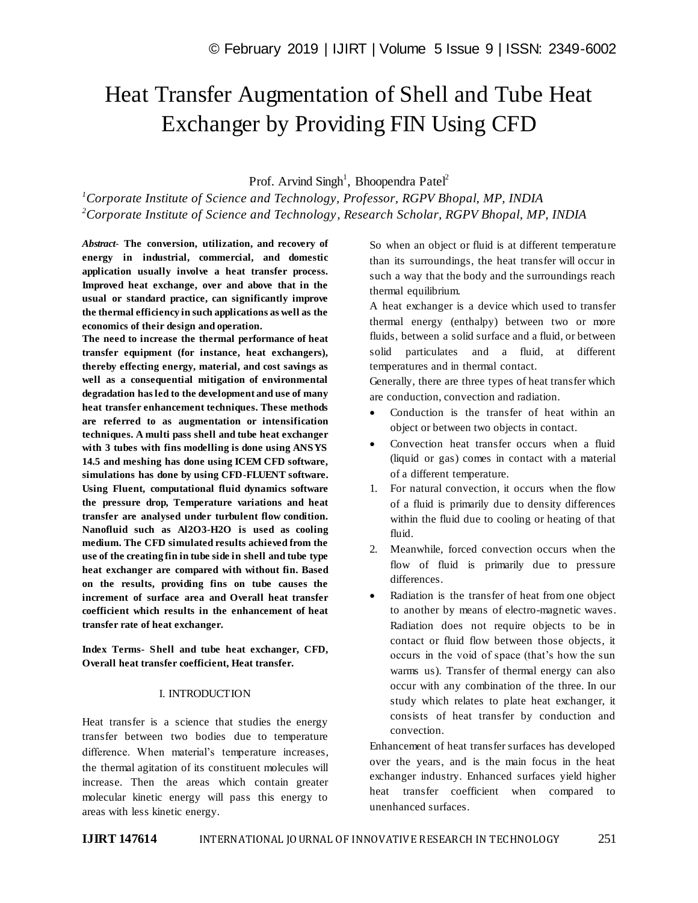# Heat Transfer Augmentation of Shell and Tube Heat Exchanger by Providing FIN Using CFD

Prof. Arvind Singh[1], Bhoopendra Patel[2]

[1]*Corporate Institute of Science and Technology, Professor, RGPV Bhopal, MP, INDIA*
[2]*Corporate Institute of Science and Technology, Research Scholar, RGPV Bhopal, MP, INDIA*

***Abstract***- **The conversion, utilization, and recovery of energy in industrial, commercial, and domestic application usually involve a heat transfer process. Improved heat exchange, over and above that in the usual or standard practice, can significantly improve the thermal efficiency in such applications as well as the economics of their design and operation.**

**The need to increase the thermal performance of heat transfer equipment (for instance, heat exchangers), thereby effecting energy, material, and cost savings as well as a consequential mitigation of environmental degradation has led to the development and use of many heat transfer enhancement techniques. These methods are referred to as augmentation or intensification techniques. A multi pass shell and tube heat exchanger with 3 tubes with fins modelling is done using ANSYS 14.5 and meshing has done using ICEM CFD software, simulations has done by using CFD-FLUENT software. Using Fluent, computational fluid dynamics software the pressure drop, Temperature variations and heat transfer are analysed under turbulent flow condition. Nanofluid such as $Al_2O_3$-$H_2O$ is used as cooling medium. The CFD simulated results achieved from the use of the creating fin in tube side in shell and tube type heat exchanger are compared with without fin. Based on the results, providing fins on tube causes the increment of surface area and Overall heat transfer coefficient which results in the enhancement of heat transfer rate of heat exchanger.**

**Index Terms- Shell and tube heat exchanger, CFD, Overall heat transfer coefficient, Heat transfer.**

## I. INTRODUCTION

Heat transfer is a science that studies the energy transfer between two bodies due to temperature difference. When material's temperature increases, the thermal agitation of its constituent molecules will increase. Then the areas which contain greater molecular kinetic energy will pass this energy to areas with less kinetic energy.

So when an object or fluid is at different temperature than its surroundings, the heat transfer will occur in such a way that the body and the surroundings reach thermal equilibrium.

A heat exchanger is a device which used to transfer thermal energy (enthalpy) between two or more fluids, between a solid surface and a fluid, or between solid particulates and a fluid, at different temperatures and in thermal contact.

Generally, there are three types of heat transfer which are conduction, convection and radiation.

- Conduction is the transfer of heat within an object or between two objects in contact.
- Convection heat transfer occurs when a fluid (liquid or gas) comes in contact with a material of a different temperature.

1. For natural convection, it occurs when the flow of a fluid is primarily due to density differences within the fluid due to cooling or heating of that fluid.
2. Meanwhile, forced convection occurs when the flow of fluid is primarily due to pressure differences.

- Radiation is the transfer of heat from one object to another by means of electro-magnetic waves. Radiation does not require objects to be in contact or fluid flow between those objects, it occurs in the void of space (that's how the sun warms us). Transfer of thermal energy can also occur with any combination of the three. In our study which relates to plate heat exchanger, it consists of heat transfer by conduction and convection.

Enhancement of heat transfer surfaces has developed over the years, and is the main focus in the heat exchanger industry. Enhanced surfaces yield higher heat transfer coefficient when compared to unenhanced surfaces.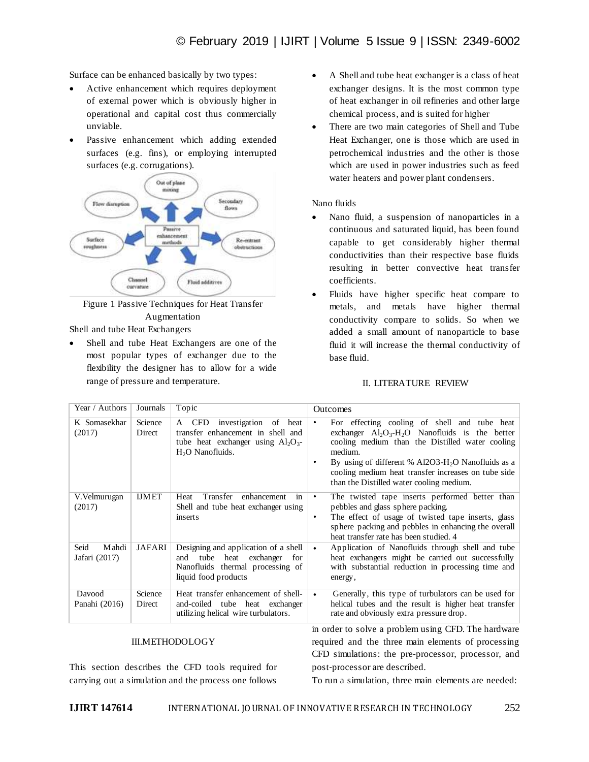Surface can be enhanced basically by two types:

- Active enhancement which requires deployment of external power which is obviously higher in operational and capital cost thus commercially unviable.
- Passive enhancement which adding extended surfaces (e.g. fins), or employing interrupted surfaces (e.g. corrugations).

Figure 1 Passive Techniques for Heat Transfer Augmentation

Shell and tube Heat Exchangers

- Shell and tube Heat Exchangers are one of the most popular types of exchanger due to the flexibility the designer has to allow for a wide range of pressure and temperature.
- A Shell and tube heat exchanger is a class of heat exchanger designs. It is the most common type of heat exchanger in oil refineries and other large chemical process, and is suited for higher
- There are two main categories of Shell and Tube Heat Exchanger, one is those which are used in petrochemical industries and the other is those which are used in power industries such as feed water heaters and power plant condensers.

Nano fluids

- Nano fluid, a suspension of nanoparticles in a continuous and saturated liquid, has been found capable to get considerably higher thermal conductivities than their respective base fluids resulting in better convective heat transfer coefficients.
- Fluids have higher specific heat compare to metals, and metals have higher thermal conductivity compare to solids. So when we added a small amount of nanoparticle to base fluid it will increase the thermal conductivity of base fluid.

## II. LITERATURE REVIEW

| Year / Authors | Journals | Topic | Outcomes |
|---|---|---|---|
| K Somasekhar (2017) | Science Direct | A CFD investigation of heat transfer enhancement in shell and tube heat exchanger using $Al_2O_3$-$H_2O$ Nanofluids. | • For effecting cooling of shell and tube heat exchanger $Al_2O_3$-$H_2O$ Nanofluids is the better cooling medium than the Distilled water cooling medium. • By using of different % $Al2O3$-$H_2O$ Nanofluids as a cooling medium heat transfer increases on tube side than the Distilled water cooling medium. |
| V.Velmurugan (2017) | IJMET | Heat Transfer enhancement in Shell and tube heat exchanger using inserts | • The twisted tape inserts performed better than pebbles and glass sphere packing. • The effect of usage of twisted tape inserts, glass sphere packing and pebbles in enhancing the overall heat transfer rate has been studied. 4 |
| Seid Mahdi Jafari (2017) | JAFARI | Designing and application of a shell and tube heat exchanger for Nanofluids thermal processing of liquid food products | • Application of Nanofluids through shell and tube heat exchangers might be carried out successfully with substantial reduction in processing time and energy, |
| Davood Panahi (2016) | Science Direct | Heat transfer enhancement of shell-and-coiled tube heat exchanger utilizing helical wire turbulators. | • Generally, this type of turbulators can be used for helical tubes and the result is higher heat transfer rate and obviously extra pressure drop. |

## III.METHODOLOGY

This section describes the CFD tools required for carrying out a simulation and the process one follows in order to solve a problem using CFD. The hardware required and the three main elements of processing CFD simulations: the pre-processor, processor, and post-processor are described.

To run a simulation, three main elements are needed: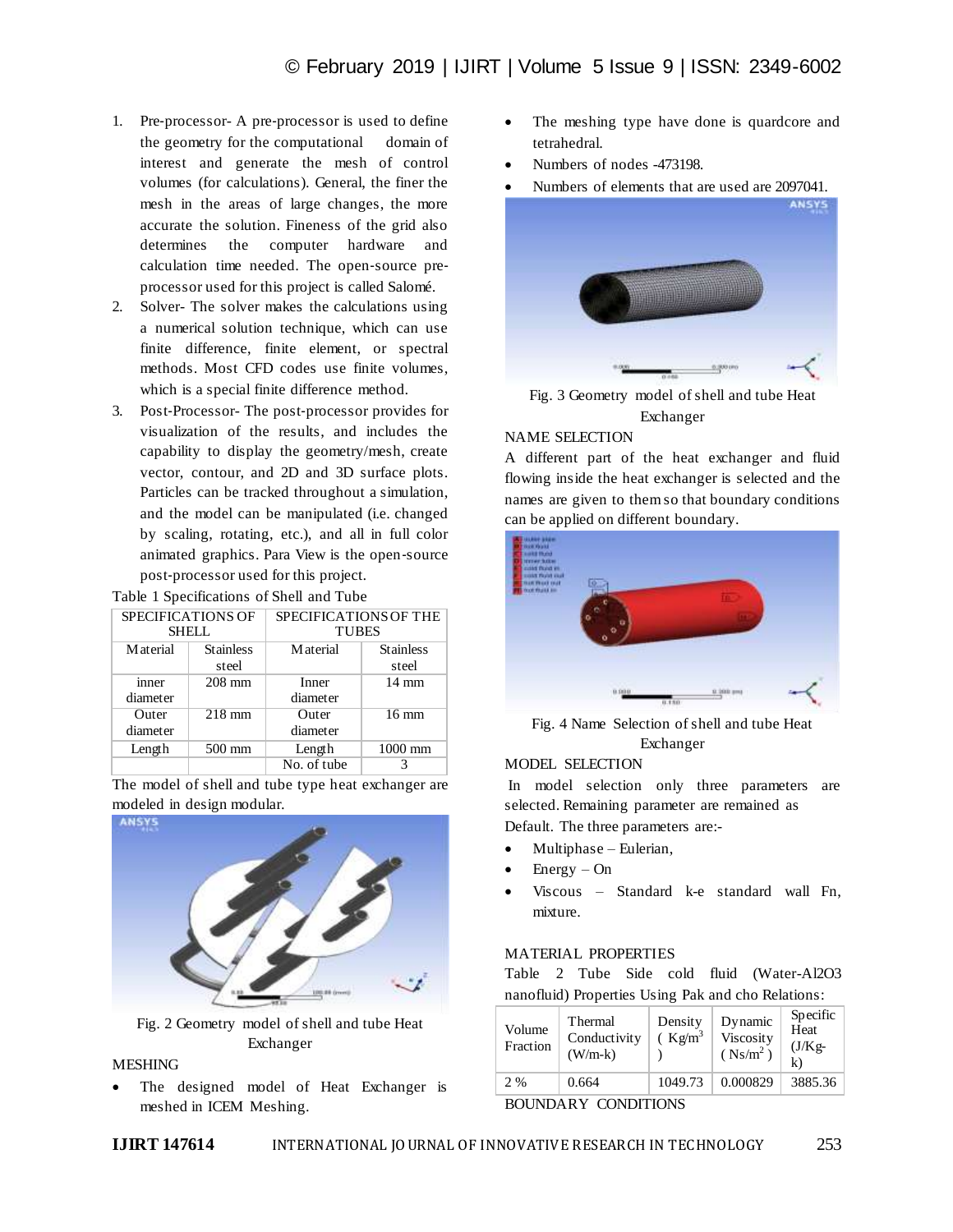1. Pre-processor- A pre-processor is used to define the geometry for the computational domain of interest and generate the mesh of control volumes (for calculations). General, the finer the mesh in the areas of large changes, the more accurate the solution. Fineness of the grid also determines the computer hardware and calculation time needed. The open-source pre-processor used for this project is called Salomé.
2. Solver- The solver makes the calculations using a numerical solution technique, which can use finite difference, finite element, or spectral methods. Most CFD codes use finite volumes, which is a special finite difference method.
3. Post-Processor- The post-processor provides for visualization of the results, and includes the capability to display the geometry/mesh, create vector, contour, and 2D and 3D surface plots. Particles can be tracked throughout a simulation, and the model can be manipulated (i.e. changed by scaling, rotating, etc.), and all in full color animated graphics. Para View is the open-source post-processor used for this project.

Table 1 Specifications of Shell and Tube

| SPECIFICATIONS OF SHELL | | SPECIFICATIONS OF THE TUBES | |
|---|---|---|---|
| Material | Stainless steel | Material | Stainless steel |
| inner diameter | 208 mm | Inner diameter | 14 mm |
| Outer diameter | 218 mm | Outer diameter | 16 mm |
| Length | 500 mm | Length | 1000 mm |
| | | No. of tube | 3 |

The model of shell and tube type heat exchanger are modeled in design modular.

Fig. 2 Geometry model of shell and tube Heat Exchanger

MESHING

- The designed model of Heat Exchanger is meshed in ICEM Meshing.
- The meshing type have done is quardcore and tetrahedral.
- Numbers of nodes -473198.
- Numbers of elements that are used are 2097041.

Fig. 3 Geometry model of shell and tube Heat Exchanger

NAME SELECTION

A different part of the heat exchanger and fluid flowing inside the heat exchanger is selected and the names are given to them so that boundary conditions can be applied on different boundary.

Fig. 4 Name Selection of shell and tube Heat Exchanger

MODEL SELECTION

In model selection only three parameters are selected. Remaining parameter are remained as Default. The three parameters are:-

- Multiphase – Eulerian,
- Energy – On
- Viscous – Standard k-e standard wall Fn, mixture.

MATERIAL PROPERTIES

Table 2 Tube Side cold fluid (Water-Al2O3 nanofluid) Properties Using Pak and cho Relations:

| Volume Fraction | Thermal Conductivity (W/m-k) | Density ( $Kg/m^3$ ) | Dynamic Viscosity ( $Ns/m^2$ ) | Specific Heat (J/Kg-k) |
|---|---|---|---|---|
| 2 % | 0.664 | 1049.73 | 0.000829 | 3885.36 |

BOUNDARY CONDITIONS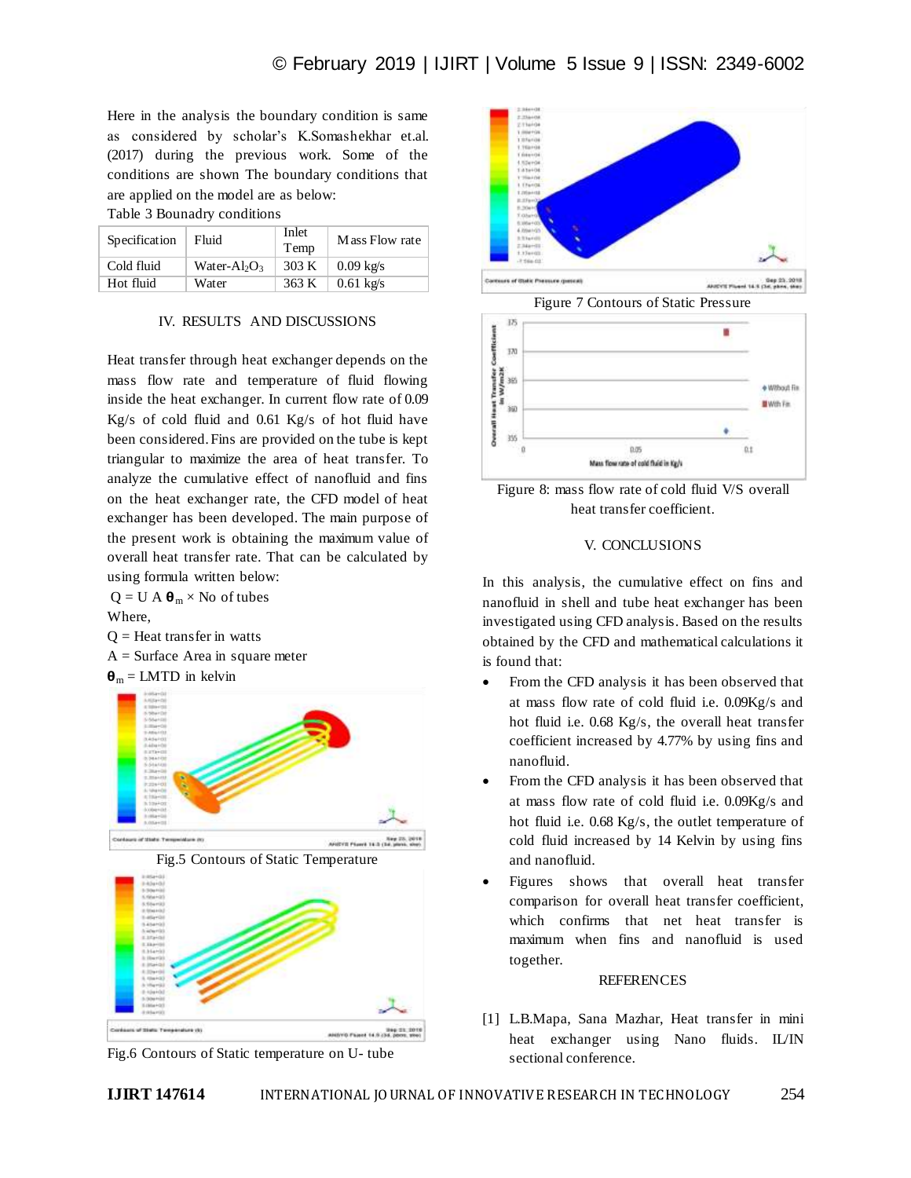Here in the analysis the boundary condition is same as considered by scholar's K.Somashekhar et.al. (2017) during the previous work. Some of the conditions are shown The boundary conditions that are applied on the model are as below:

Table 3 Bounadry conditions

| Specification | Fluid | Inlet Temp | Mass Flow rate |
|---|---|---|---|
| Cold fluid | Water-$Al_2O_3$ | 303 K | 0.09 kg/s |
| Hot fluid | Water | 363 K | 0.61 kg/s |

## IV. RESULTS AND DISCUSSIONS

Heat transfer through heat exchanger depends on the mass flow rate and temperature of fluid flowing inside the heat exchanger. In current flow rate of 0.09 Kg/s of cold fluid and 0.61 Kg/s of hot fluid have been considered. Fins are provided on the tube is kept triangular to maximize the area of heat transfer. To analyze the cumulative effect of nanofluid and fins on the heat exchanger rate, the CFD model of heat exchanger has been developed. The main purpose of the present work is obtaining the maximum value of overall heat transfer rate. That can be calculated by using formula written below:

$Q = U\ A\ \theta_m \times$ No of tubes

Where,

Q = Heat transfer in watts

A = Surface Area in square meter

$\theta_m$ = LMTD in kelvin

Fig.5 Contours of Static Temperature

Fig.6 Contours of Static temperature on U- tube

Figure 7 Contours of Static Pressure

Figure 8: mass flow rate of cold fluid V/S overall heat transfer coefficient.

## V. CONCLUSIONS

In this analysis, the cumulative effect on fins and nanofluid in shell and tube heat exchanger has been investigated using CFD analysis. Based on the results obtained by the CFD and mathematical calculations it is found that:

- From the CFD analysis it has been observed that at mass flow rate of cold fluid i.e. 0.09Kg/s and hot fluid i.e. 0.68 Kg/s, the overall heat transfer coefficient increased by 4.77% by using fins and nanofluid.
- From the CFD analysis it has been observed that at mass flow rate of cold fluid i.e. 0.09Kg/s and hot fluid i.e. 0.68 Kg/s, the outlet temperature of cold fluid increased by 14 Kelvin by using fins and nanofluid.
- Figures shows that overall heat transfer comparison for overall heat transfer coefficient, which confirms that net heat transfer is maximum when fins and nanofluid is used together.

## REFERENCES

[1] L.B.Mapa, Sana Mazhar, Heat transfer in mini heat exchanger using Nano fluids. IL/IN sectional conference.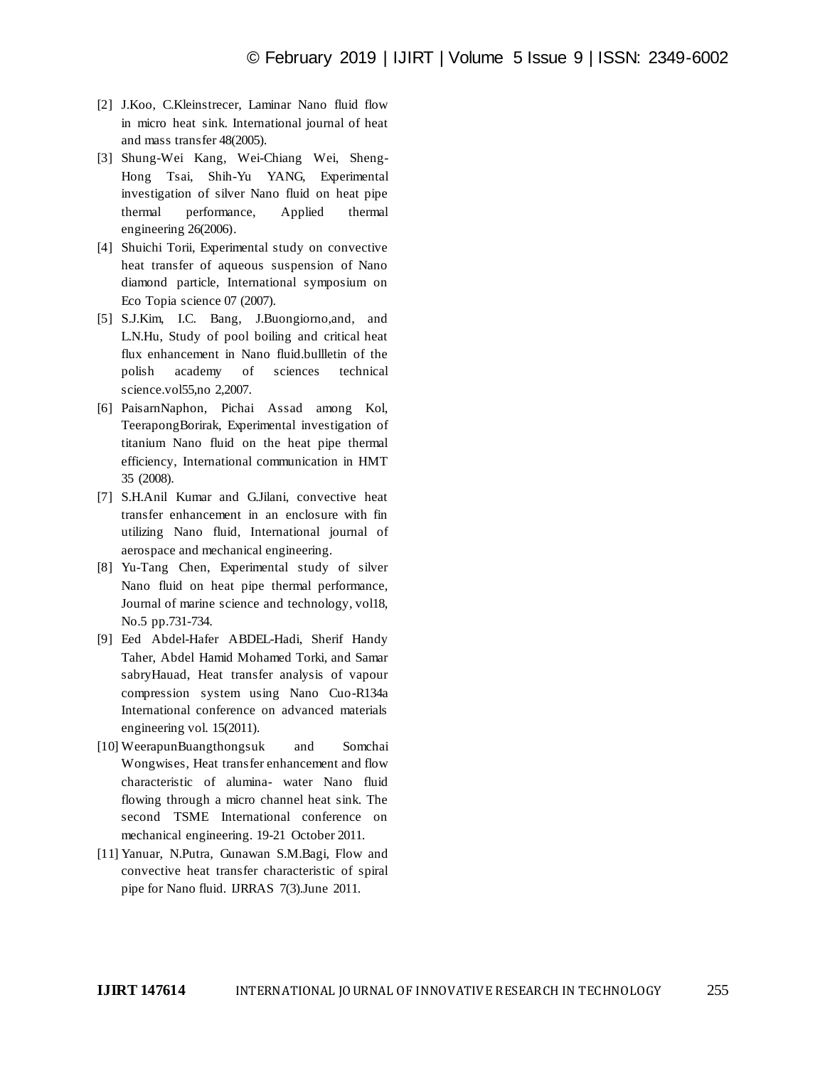[2] J.Koo, C.Kleinstrecer, Laminar Nano fluid flow in micro heat sink. International journal of heat and mass transfer 48(2005).

[3] Shung-Wei Kang, Wei-Chiang Wei, Sheng-Hong Tsai, Shih-Yu YANG, Experimental investigation of silver Nano fluid on heat pipe thermal performance, Applied thermal engineering 26(2006).

[4] Shuichi Torii, Experimental study on convective heat transfer of aqueous suspension of Nano diamond particle, International symposium on Eco Topia science 07 (2007).

[5] S.J.Kim, I.C. Bang, J.Buongiorno,and, and L.N.Hu, Study of pool boiling and critical heat flux enhancement in Nano fluid.bullletin of the polish academy of sciences technical science.vol55,no 2,2007.

[6] PaisarnNaphon, Pichai Assad among Kol, TeerapongBorirak, Experimental investigation of titanium Nano fluid on the heat pipe thermal efficiency, International communication in HMT 35 (2008).

[7] S.H.Anil Kumar and G.Jilani, convective heat transfer enhancement in an enclosure with fin utilizing Nano fluid, International journal of aerospace and mechanical engineering.

[8] Yu-Tang Chen, Experimental study of silver Nano fluid on heat pipe thermal performance, Journal of marine science and technology, vol18, No.5 pp.731-734.

[9] Eed Abdel-Hafer ABDEL-Hadi, Sherif Handy Taher, Abdel Hamid Mohamed Torki, and Samar sabryHauad, Heat transfer analysis of vapour compression system using Nano Cuo-R134a International conference on advanced materials engineering vol. 15(2011).

[10] WeerapunBuangthongsuk and Somchai Wongwises, Heat transfer enhancement and flow characteristic of alumina- water Nano fluid flowing through a micro channel heat sink. The second TSME International conference on mechanical engineering. 19-21 October 2011.

[11] Yanuar, N.Putra, Gunawan S.M.Bagi, Flow and convective heat transfer characteristic of spiral pipe for Nano fluid. IJRRAS 7(3).June 2011.